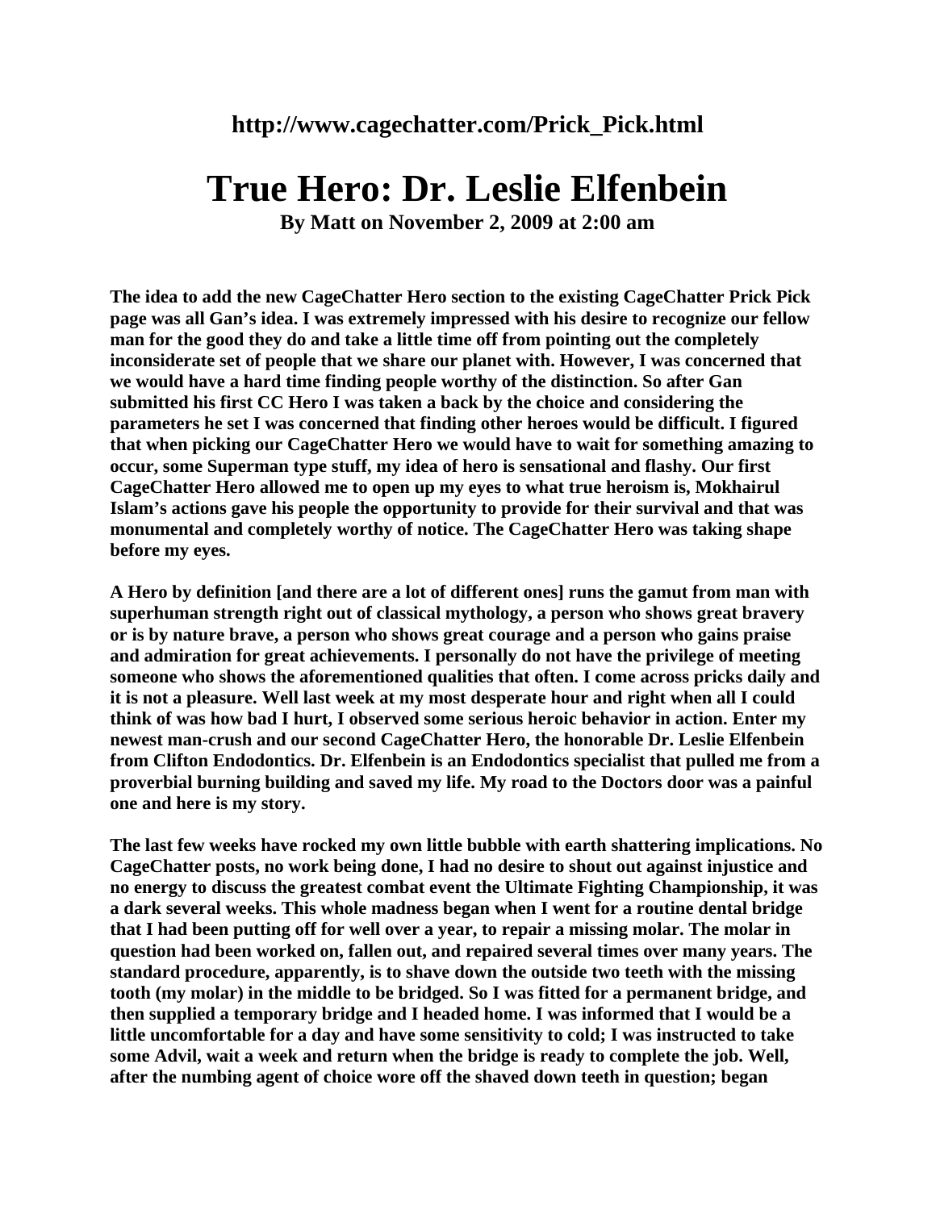**http://www.cagechatter.com/Prick_Pick.html**

# True Hero: Dr. Leslie Elfenbein

**By Matt on November 2, 2009 at 2:00 am**

**The idea to add the new CageChatter Hero section to the existing CageChatter Prick Pick page was all Gan's idea. I was extremely impressed with his desire to recognize our fellow man for the good they do and take a little time off from pointing out the completely inconsiderate set of people that we share our planet with. However, I was concerned that we would have a hard time finding people worthy of the distinction. So after Gan submitted his first CC Hero I was taken a back by the choice and considering the parameters he set I was concerned that finding other heroes would be difficult. I figured that when picking our CageChatter Hero we would have to wait for something amazing to occur, some Superman type stuff, my idea of hero is sensational and flashy. Our first CageChatter Hero allowed me to open up my eyes to what true heroism is, Mokhairul Islam's actions gave his people the opportunity to provide for their survival and that was monumental and completely worthy of notice. The CageChatter Hero was taking shape before my eyes.**

**A Hero by definition [and there are a lot of different ones] runs the gamut from man with superhuman strength right out of classical mythology, a person who shows great bravery or is by nature brave, a person who shows great courage and a person who gains praise and admiration for great achievements. I personally do not have the privilege of meeting someone who shows the aforementioned qualities that often. I come across pricks daily and it is not a pleasure. Well last week at my most desperate hour and right when all I could think of was how bad I hurt, I observed some serious heroic behavior in action. Enter my newest man-crush and our second CageChatter Hero, the honorable Dr. Leslie Elfenbein from Clifton Endodontics. Dr. Elfenbein is an Endodontics specialist that pulled me from a proverbial burning building and saved my life. My road to the Doctors door was a painful one and here is my story.**

**The last few weeks have rocked my own little bubble with earth shattering implications. No CageChatter posts, no work being done, I had no desire to shout out against injustice and no energy to discuss the greatest combat event the Ultimate Fighting Championship, it was a dark several weeks. This whole madness began when I went for a routine dental bridge that I had been putting off for well over a year, to repair a missing molar. The molar in question had been worked on, fallen out, and repaired several times over many years. The standard procedure, apparently, is to shave down the outside two teeth with the missing tooth (my molar) in the middle to be bridged. So I was fitted for a permanent bridge, and then supplied a temporary bridge and I headed home. I was informed that I would be a little uncomfortable for a day and have some sensitivity to cold; I was instructed to take some Advil, wait a week and return when the bridge is ready to complete the job. Well, after the numbing agent of choice wore off the shaved down teeth in question; began**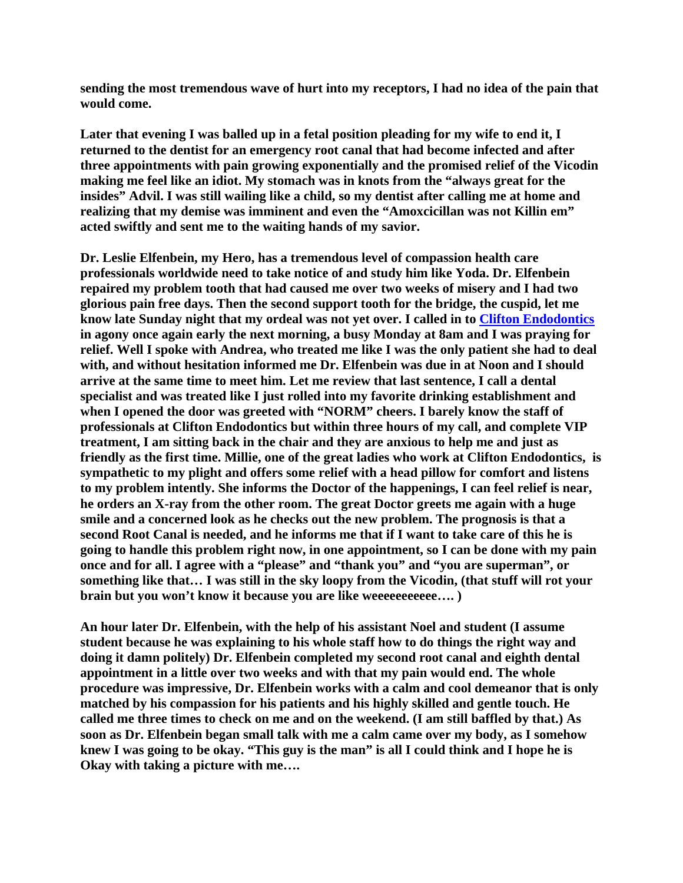**sending the most tremendous wave of hurt into my receptors, I had no idea of the pain that would come.**

**Later that evening I was balled up in a fetal position pleading for my wife to end it, I returned to the dentist for an emergency root canal that had become infected and after three appointments with pain growing exponentially and the promised relief of the Vicodin making me feel like an idiot. My stomach was in knots from the "always great for the insides" Advil. I was still wailing like a child, so my dentist after calling me at home and realizing that my demise was imminent and even the "Amoxcicillan was not Killin em" acted swiftly and sent me to the waiting hands of my savior.**

**Dr. Leslie Elfenbein, my Hero, has a tremendous level of compassion health care professionals worldwide need to take notice of and study him like Yoda. Dr. Elfenbein repaired my problem tooth that had caused me over two weeks of misery and I had two glorious pain free days. Then the second support tooth for the bridge, the cuspid, let me know late Sunday night that my ordeal was not yet over. I called in to Clifton Endodontics in agony once again early the next morning, a busy Monday at 8am and I was praying for relief. Well I spoke with Andrea, who treated me like I was the only patient she had to deal with, and without hesitation informed me Dr. Elfenbein was due in at Noon and I should arrive at the same time to meet him. Let me review that last sentence, I call a dental specialist and was treated like I just rolled into my favorite drinking establishment and when I opened the door was greeted with "NORM" cheers. I barely know the staff of professionals at Clifton Endodontics but within three hours of my call, and complete VIP treatment, I am sitting back in the chair and they are anxious to help me and just as friendly as the first time. Millie, one of the great ladies who work at Clifton Endodontics, is sympathetic to my plight and offers some relief with a head pillow for comfort and listens to my problem intently. She informs the Doctor of the happenings, I can feel relief is near, he orders an X-ray from the other room. The great Doctor greets me again with a huge smile and a concerned look as he checks out the new problem. The prognosis is that a second Root Canal is needed, and he informs me that if I want to take care of this he is going to handle this problem right now, in one appointment, so I can be done with my pain once and for all. I agree with a "please" and "thank you" and "you are superman", or something like that… I was still in the sky loopy from the Vicodin, (that stuff will rot your brain but you won't know it because you are like weeeeeeeeeee…. )**

**An hour later Dr. Elfenbein, with the help of his assistant Noel and student (I assume student because he was explaining to his whole staff how to do things the right way and doing it damn politely) Dr. Elfenbein completed my second root canal and eighth dental appointment in a little over two weeks and with that my pain would end. The whole procedure was impressive, Dr. Elfenbein works with a calm and cool demeanor that is only matched by his compassion for his patients and his highly skilled and gentle touch. He called me three times to check on me and on the weekend. (I am still baffled by that.) As soon as Dr. Elfenbein began small talk with me a calm came over my body, as I somehow knew I was going to be okay. "This guy is the man" is all I could think and I hope he is Okay with taking a picture with me….**